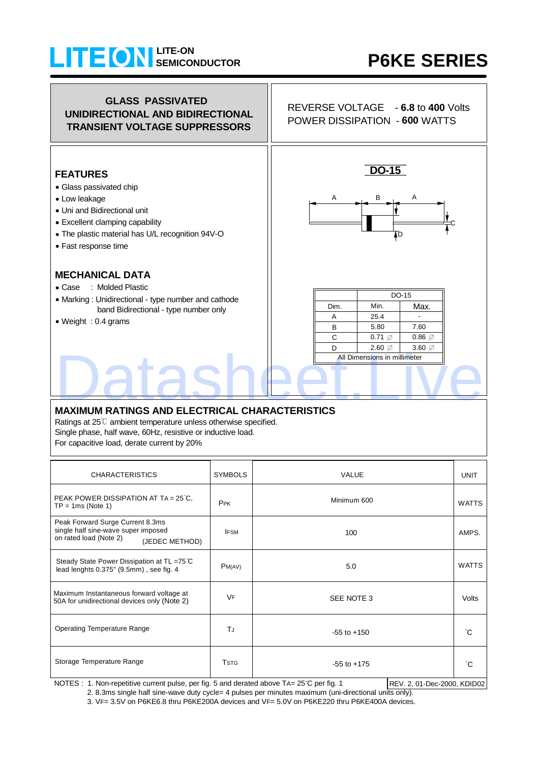# LITE-ON SEMICONDUCTOR

# P6KE SERIES

**GLASS PASSIVATED UNIDIRECTIONAL AND BIDIRECTIONAL TRANSIENT VOLTAGE SUPPRESSORS**

REVERSE VOLTAGE - **6.8** to **400** Volts
POWER DISSIPATION - **600** WATTS

## FEATURES

- Glass passivated chip
- Low leakage
- Uni and Bidirectional unit
- Excellent clamping capability
- The plastic material has U/L recognition 94V-O
- Fast response time

## MECHANICAL DATA

- Case : Molded Plastic
- Marking : Unidirectional - type number and cathode band Bidirectional - type number only
- Weight : 0.4 grams

**DO-15**

| Dim. | DO-15 Min. | Max. |
|---|---|---|
| A | 25.4 | - |
| B | 5.80 | 7.60 |
| C | 0.71 ∅ | 0.86 ∅ |
| D | 2.60 ∅ | 3.60 ∅ |
| All Dimensions in millimeter | | |

## MAXIMUM RATINGS AND ELECTRICAL CHARACTERISTICS

Ratings at 25℃ ambient temperature unless otherwise specified.
Single phase, half wave, 60Hz, resistive or inductive load.
For capacitive load, derate current by 20%

| CHARACTERISTICS | SYMBOLS | VALUE | UNIT |
|---|---|---|---|
| PEAK POWER DISSIPATION AT $T_A$ = 25°C, $T_P$ = 1ms (Note 1) | $P_{PK}$ | Minimum 600 | WATTS |
| Peak Forward Surge Current 8.3ms single half sine-wave super imposed on rated load (Note 2) (JEDEC METHOD) | $I_{FSM}$ | 100 | AMPS. |
| Steady State Power Dissipation at $T_L$ =75°C lead lenghts 0.375" (9.5mm) , see fig. 4 | $P_{M(AV)}$ | 5.0 | WATTS |
| Maximum Instantaneous forward voltage at 50A for unidirectional devices only (Note 2) | $V_F$ | SEE NOTE 3 | Volts |
| Operating Temperature Range | $T_J$ | -55 to +150 | °C |
| Storage Temperature Range | $T_{STG}$ | -55 to +175 | °C |

NOTES : 1. Non-repetitive current pulse, per fig. 5 and derated above $T_A$= 25°C per fig. 1
2. 8.3ms single half sine-wave duty cycle= 4 pulses per minutes maximum (uni-directional units only).
3. $V_F$= 3.5V on P6KE6.8 thru P6KE200A devices and $V_F$= 5.0V on P6KE220 thru P6KE400A devices.

REV. 2, 01-Dec-2000, KDID02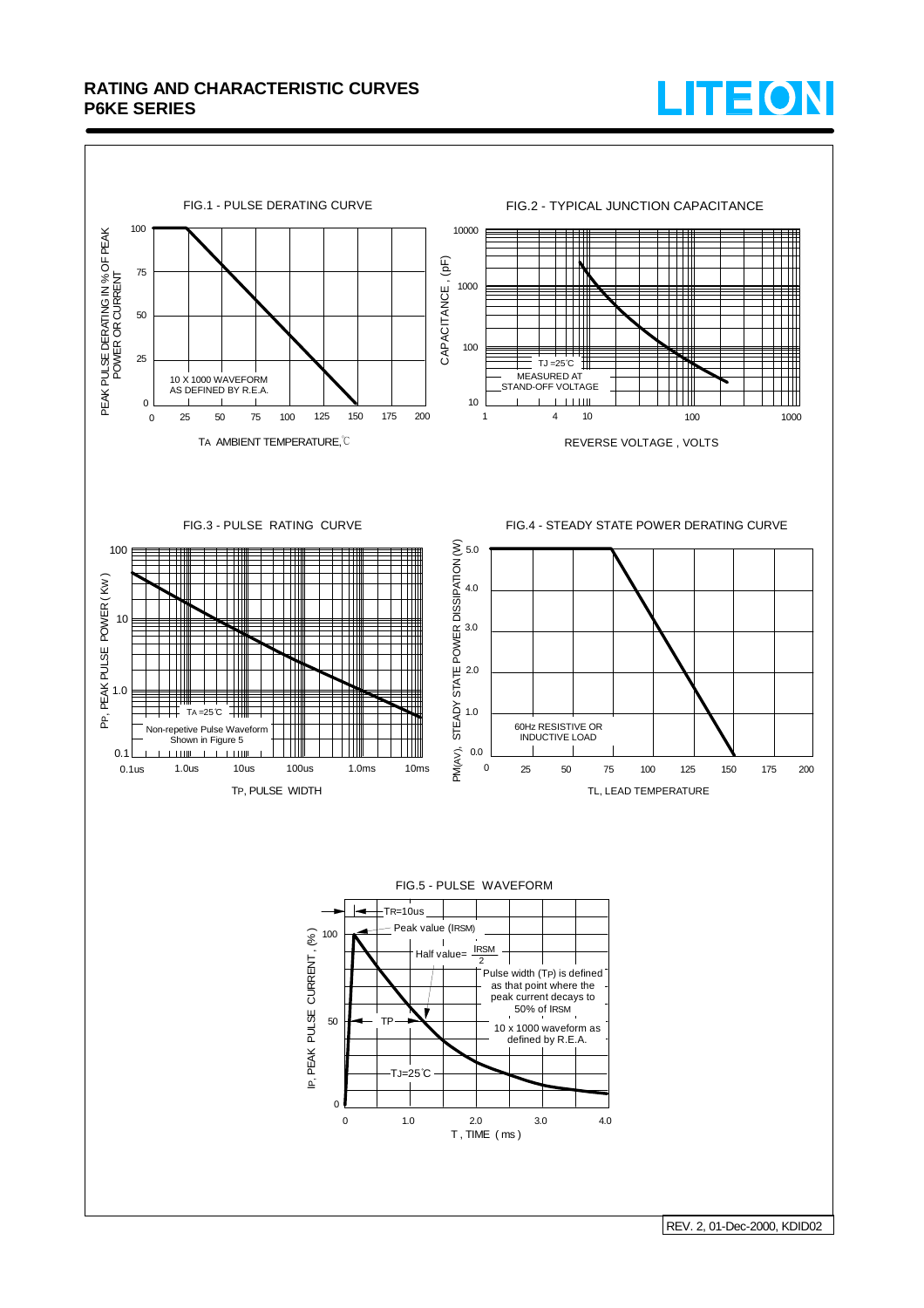# RATING AND CHARACTERISTIC CURVES
## P6KE SERIES

FIG.1 - PULSE DERATING CURVE

PEAK PULSE DERATING IN % OF PEAK POWER OR CURRENT

10 X 1000 WAVEFORM AS DEFINED BY R.E.A.

$T_A$ AMBIENT TEMPERATURE,℃

FIG.2 - TYPICAL JUNCTION CAPACITANCE

CAPACITANCE , (pF)

$T_J$ =25℃
MEASURED AT STAND-OFF VOLTAGE

REVERSE VOLTAGE , VOLTS

FIG.3 - PULSE RATING CURVE

$P_P$, PEAK PULSE POWER ( KW )

$T_A$ =25℃
Non-repetive Pulse Waveform Shown in Figure 5

$T_P$, PULSE WIDTH

FIG.4 - STEADY STATE POWER DERATING CURVE

$P_{M(AV)}$, STEADY STATE POWER DISSIPATION (W)

60Hz RESISTIVE OR INDUCTIVE LOAD

$T_L$, LEAD TEMPERATURE

FIG.5 - PULSE WAVEFORM

$T_R$=10us

Peak value ($I_{RSM}$)

Half value= $\frac{I_{RSM}}{2}$

Pulse width ($T_P$) is defined as that point where the peak current decays to 50% of $I_{RSM}$

$T_P$

10 x 1000 waveform as defined by R.E.A.

$T_J$=25℃

$I_P$, PEAK PULSE CURRENT , (%)

T , TIME ( ms )

REV. 2, 01-Dec-2000, KDID02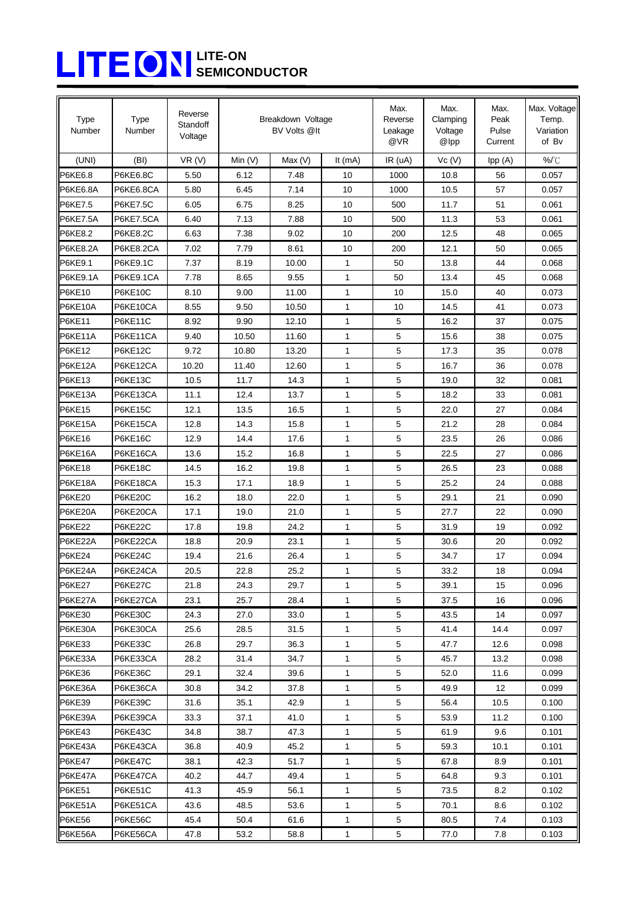# LITE-ON SEMICONDUCTOR

| Type Number | Type Number | Reverse Standoff Voltage | Breakdown Voltage BV Volts @It | | | Max. Reverse Leakage @VR | Max. Clamping Voltage @Ipp | Max. Peak Pulse Current | Max. Voltage Temp. Variation of Bv |
|---|---|---|---|---|---|---|---|---|---|
| (UNI) | (BI) | VR (V) | Min (V) | Max (V) | It (mA) | IR (uA) | Vc (V) | Ipp (A) | %/℃ |
| P6KE6.8 | P6KE6.8C | 5.50 | 6.12 | 7.48 | 10 | 1000 | 10.8 | 56 | 0.057 |
| P6KE6.8A | P6KE6.8CA | 5.80 | 6.45 | 7.14 | 10 | 1000 | 10.5 | 57 | 0.057 |
| P6KE7.5 | P6KE7.5C | 6.05 | 6.75 | 8.25 | 10 | 500 | 11.7 | 51 | 0.061 |
| P6KE7.5A | P6KE7.5CA | 6.40 | 7.13 | 7.88 | 10 | 500 | 11.3 | 53 | 0.061 |
| P6KE8.2 | P6KE8.2C | 6.63 | 7.38 | 9.02 | 10 | 200 | 12.5 | 48 | 0.065 |
| P6KE8.2A | P6KE8.2CA | 7.02 | 7.79 | 8.61 | 10 | 200 | 12.1 | 50 | 0.065 |
| P6KE9.1 | P6KE9.1C | 7.37 | 8.19 | 10.00 | 1 | 50 | 13.8 | 44 | 0.068 |
| P6KE9.1A | P6KE9.1CA | 7.78 | 8.65 | 9.55 | 1 | 50 | 13.4 | 45 | 0.068 |
| P6KE10 | P6KE10C | 8.10 | 9.00 | 11.00 | 1 | 10 | 15.0 | 40 | 0.073 |
| P6KE10A | P6KE10CA | 8.55 | 9.50 | 10.50 | 1 | 10 | 14.5 | 41 | 0.073 |
| P6KE11 | P6KE11C | 8.92 | 9.90 | 12.10 | 1 | 5 | 16.2 | 37 | 0.075 |
| P6KE11A | P6KE11CA | 9.40 | 10.50 | 11.60 | 1 | 5 | 15.6 | 38 | 0.075 |
| P6KE12 | P6KE12C | 9.72 | 10.80 | 13.20 | 1 | 5 | 17.3 | 35 | 0.078 |
| P6KE12A | P6KE12CA | 10.20 | 11.40 | 12.60 | 1 | 5 | 16.7 | 36 | 0.078 |
| P6KE13 | P6KE13C | 10.5 | 11.7 | 14.3 | 1 | 5 | 19.0 | 32 | 0.081 |
| P6KE13A | P6KE13CA | 11.1 | 12.4 | 13.7 | 1 | 5 | 18.2 | 33 | 0.081 |
| P6KE15 | P6KE15C | 12.1 | 13.5 | 16.5 | 1 | 5 | 22.0 | 27 | 0.084 |
| P6KE15A | P6KE15CA | 12.8 | 14.3 | 15.8 | 1 | 5 | 21.2 | 28 | 0.084 |
| P6KE16 | P6KE16C | 12.9 | 14.4 | 17.6 | 1 | 5 | 23.5 | 26 | 0.086 |
| P6KE16A | P6KE16CA | 13.6 | 15.2 | 16.8 | 1 | 5 | 22.5 | 27 | 0.086 |
| P6KE18 | P6KE18C | 14.5 | 16.2 | 19.8 | 1 | 5 | 26.5 | 23 | 0.088 |
| P6KE18A | P6KE18CA | 15.3 | 17.1 | 18.9 | 1 | 5 | 25.2 | 24 | 0.088 |
| P6KE20 | P6KE20C | 16.2 | 18.0 | 22.0 | 1 | 5 | 29.1 | 21 | 0.090 |
| P6KE20A | P6KE20CA | 17.1 | 19.0 | 21.0 | 1 | 5 | 27.7 | 22 | 0.090 |
| P6KE22 | P6KE22C | 17.8 | 19.8 | 24.2 | 1 | 5 | 31.9 | 19 | 0.092 |
| P6KE22A | P6KE22CA | 18.8 | 20.9 | 23.1 | 1 | 5 | 30.6 | 20 | 0.092 |
| P6KE24 | P6KE24C | 19.4 | 21.6 | 26.4 | 1 | 5 | 34.7 | 17 | 0.094 |
| P6KE24A | P6KE24CA | 20.5 | 22.8 | 25.2 | 1 | 5 | 33.2 | 18 | 0.094 |
| P6KE27 | P6KE27C | 21.8 | 24.3 | 29.7 | 1 | 5 | 39.1 | 15 | 0.096 |
| P6KE27A | P6KE27CA | 23.1 | 25.7 | 28.4 | 1 | 5 | 37.5 | 16 | 0.096 |
| P6KE30 | P6KE30C | 24.3 | 27.0 | 33.0 | 1 | 5 | 43.5 | 14 | 0.097 |
| P6KE30A | P6KE30CA | 25.6 | 28.5 | 31.5 | 1 | 5 | 41.4 | 14.4 | 0.097 |
| P6KE33 | P6KE33C | 26.8 | 29.7 | 36.3 | 1 | 5 | 47.7 | 12.6 | 0.098 |
| P6KE33A | P6KE33CA | 28.2 | 31.4 | 34.7 | 1 | 5 | 45.7 | 13.2 | 0.098 |
| P6KE36 | P6KE36C | 29.1 | 32.4 | 39.6 | 1 | 5 | 52.0 | 11.6 | 0.099 |
| P6KE36A | P6KE36CA | 30.8 | 34.2 | 37.8 | 1 | 5 | 49.9 | 12 | 0.099 |
| P6KE39 | P6KE39C | 31.6 | 35.1 | 42.9 | 1 | 5 | 56.4 | 10.5 | 0.100 |
| P6KE39A | P6KE39CA | 33.3 | 37.1 | 41.0 | 1 | 5 | 53.9 | 11.2 | 0.100 |
| P6KE43 | P6KE43C | 34.8 | 38.7 | 47.3 | 1 | 5 | 61.9 | 9.6 | 0.101 |
| P6KE43A | P6KE43CA | 36.8 | 40.9 | 45.2 | 1 | 5 | 59.3 | 10.1 | 0.101 |
| P6KE47 | P6KE47C | 38.1 | 42.3 | 51.7 | 1 | 5 | 67.8 | 8.9 | 0.101 |
| P6KE47A | P6KE47CA | 40.2 | 44.7 | 49.4 | 1 | 5 | 64.8 | 9.3 | 0.101 |
| P6KE51 | P6KE51C | 41.3 | 45.9 | 56.1 | 1 | 5 | 73.5 | 8.2 | 0.102 |
| P6KE51A | P6KE51CA | 43.6 | 48.5 | 53.6 | 1 | 5 | 70.1 | 8.6 | 0.102 |
| P6KE56 | P6KE56C | 45.4 | 50.4 | 61.6 | 1 | 5 | 80.5 | 7.4 | 0.103 |
| P6KE56A | P6KE56CA | 47.8 | 53.2 | 58.8 | 1 | 5 | 77.0 | 7.8 | 0.103 |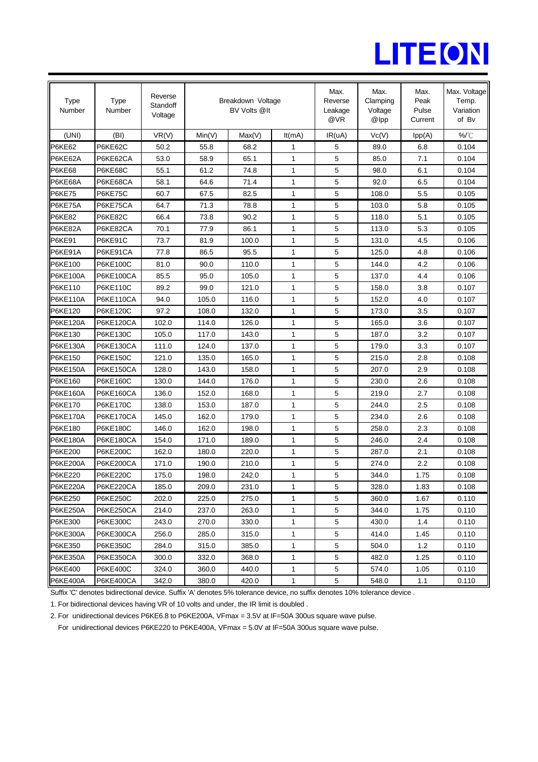| Type Number | Type Number | Reverse Standoff Voltage | Breakdown Voltage BV Volts @It | | | Max. Reverse Leakage @VR | Max. Clamping Voltage @Ipp | Max. Peak Pulse Current | Max. Voltage Temp. Variation of Bv |
|---|---|---|---|---|---|---|---|---|---|
| (UNI) | (BI) | VR(V) | Min(V) | Max(V) | It(mA) | IR(uA) | Vc(V) | Ipp(A) | %/℃ |
| P6KE62 | P6KE62C | 50.2 | 55.8 | 68.2 | 1 | 5 | 89.0 | 6.8 | 0.104 |
| P6KE62A | P6KE62CA | 53.0 | 58.9 | 65.1 | 1 | 5 | 85.0 | 7.1 | 0.104 |
| P6KE68 | P6KE68C | 55.1 | 61.2 | 74.8 | 1 | 5 | 98.0 | 6.1 | 0.104 |
| P6KE68A | P6KE68CA | 58.1 | 64.6 | 71.4 | 1 | 5 | 92.0 | 6.5 | 0.104 |
| P6KE75 | P6KE75C | 60.7 | 67.5 | 82.5 | 1 | 5 | 108.0 | 5.5 | 0.105 |
| P6KE75A | P6KE75CA | 64.7 | 71.3 | 78.8 | 1 | 5 | 103.0 | 5.8 | 0.105 |
| P6KE82 | P6KE82C | 66.4 | 73.8 | 90.2 | 1 | 5 | 118.0 | 5.1 | 0.105 |
| P6KE82A | P6KE82CA | 70.1 | 77.9 | 86.1 | 1 | 5 | 113.0 | 5.3 | 0.105 |
| P6KE91 | P6KE91C | 73.7 | 81.9 | 100.0 | 1 | 5 | 131.0 | 4.5 | 0.106 |
| P6KE91A | P6KE91CA | 77.8 | 86.5 | 95.5 | 1 | 5 | 125.0 | 4.8 | 0.106 |
| P6KE100 | P6KE100C | 81.0 | 90.0 | 110.0 | 1 | 5 | 144.0 | 4.2 | 0.106 |
| P6KE100A | P6KE100CA | 85.5 | 95.0 | 105.0 | 1 | 5 | 137.0 | 4.4 | 0.106 |
| P6KE110 | P6KE110C | 89.2 | 99.0 | 121.0 | 1 | 5 | 158.0 | 3.8 | 0.107 |
| P6KE110A | P6KE110CA | 94.0 | 105.0 | 116.0 | 1 | 5 | 152.0 | 4.0 | 0.107 |
| P6KE120 | P6KE120C | 97.2 | 108.0 | 132.0 | 1 | 5 | 173.0 | 3.5 | 0.107 |
| P6KE120A | P6KE120CA | 102.0 | 114.0 | 126.0 | 1 | 5 | 165.0 | 3.6 | 0.107 |
| P6KE130 | P6KE130C | 105.0 | 117.0 | 143.0 | 1 | 5 | 187.0 | 3.2 | 0.107 |
| P6KE130A | P6KE130CA | 111.0 | 124.0 | 137.0 | 1 | 5 | 179.0 | 3.3 | 0.107 |
| P6KE150 | P6KE150C | 121.0 | 135.0 | 165.0 | 1 | 5 | 215.0 | 2.8 | 0.108 |
| P6KE150A | P6KE150CA | 128.0 | 143.0 | 158.0 | 1 | 5 | 207.0 | 2.9 | 0.108 |
| P6KE160 | P6KE160C | 130.0 | 144.0 | 176.0 | 1 | 5 | 230.0 | 2.6 | 0.108 |
| P6KE160A | P6KE160CA | 136.0 | 152.0 | 168.0 | 1 | 5 | 219.0 | 2.7 | 0.108 |
| P6KE170 | P6KE170C | 138.0 | 153.0 | 187.0 | 1 | 5 | 244.0 | 2.5 | 0.108 |
| P6KE170A | P6KE170CA | 145.0 | 162.0 | 179.0 | 1 | 5 | 234.0 | 2.6 | 0.108 |
| P6KE180 | P6KE180C | 146.0 | 162.0 | 198.0 | 1 | 5 | 258.0 | 2.3 | 0.108 |
| P6KE180A | P6KE180CA | 154.0 | 171.0 | 189.0 | 1 | 5 | 246.0 | 2.4 | 0.108 |
| P6KE200 | P6KE200C | 162.0 | 180.0 | 220.0 | 1 | 5 | 287.0 | 2.1 | 0.108 |
| P6KE200A | P6KE200CA | 171.0 | 190.0 | 210.0 | 1 | 5 | 274.0 | 2.2 | 0.108 |
| P6KE220 | P6KE220C | 175.0 | 198.0 | 242.0 | 1 | 5 | 344.0 | 1.75 | 0.108 |
| P6KE220A | P6KE220CA | 185.0 | 209.0 | 231.0 | 1 | 5 | 328.0 | 1.83 | 0.108 |
| P6KE250 | P6KE250C | 202.0 | 225.0 | 275.0 | 1 | 5 | 360.0 | 1.67 | 0.110 |
| P6KE250A | P6KE250CA | 214.0 | 237.0 | 263.0 | 1 | 5 | 344.0 | 1.75 | 0.110 |
| P6KE300 | P6KE300C | 243.0 | 270.0 | 330.0 | 1 | 5 | 430.0 | 1.4 | 0.110 |
| P6KE300A | P6KE300CA | 256.0 | 285.0 | 315.0 | 1 | 5 | 414.0 | 1.45 | 0.110 |
| P6KE350 | P6KE350C | 284.0 | 315.0 | 385.0 | 1 | 5 | 504.0 | 1.2 | 0.110 |
| P6KE350A | P6KE350CA | 300.0 | 332.0 | 368.0 | 1 | 5 | 482.0 | 1.25 | 0.110 |
| P6KE400 | P6KE400C | 324.0 | 360.0 | 440.0 | 1 | 5 | 574.0 | 1.05 | 0.110 |
| P6KE400A | P6KE400CA | 342.0 | 380.0 | 420.0 | 1 | 5 | 548.0 | 1.1 | 0.110 |

Suffix 'C' denotes bidirectional device. Suffix 'A' denotes 5% tolerance device, no suffix denotes 10% tolerance device .

1. For bidirectional devices having VR of 10 volts and under, the IR limit is doubled .

2. For unidirectional devices P6KE6.8 to P6KE200A, VFmax = 3.5V at IF=50A 300us square wave pulse.

For unidirectional devices P6KE220 to P6KE400A, VFmax = 5.0V at IF=50A 300us square wave pulse.